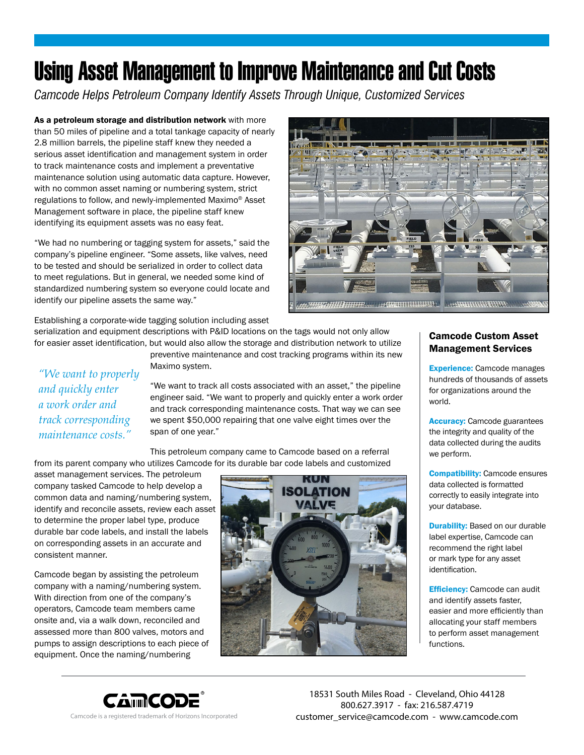# Using Asset Management to Improve Maintenance and Cut Costs

*Camcode Helps Petroleum Company Identify Assets Through Unique, Customized Services*

**As a petroleum storage and distribution network** with more than 50 miles of pipeline and a total tankage capacity of nearly 2.8 million barrels, the pipeline staff knew they needed a serious asset identification and management system in order to track maintenance costs and implement a preventative maintenance solution using automatic data capture. However, with no common asset naming or numbering system, strict regulations to follow, and newly-implemented Maximo® Asset Management software in place, the pipeline staff knew identifying its equipment assets was no easy feat.

"We had no numbering or tagging system for assets," said the company's pipeline engineer. "Some assets, like valves, need to be tested and should be serialized in order to collect data to meet regulations. But in general, we needed some kind of standardized numbering system so everyone could locate and identify our pipeline assets the same way."

Establishing a corporate-wide tagging solution including asset serialization and equipment descriptions with P&ID locations on the tags would not only allow for easier asset identification, but would also allow the storage and distribution network to utilize preventive maintenance and cost tracking programs within its new Maximo system.

> *"We want to properly and quickly enter a work order and track corresponding maintenance costs."*

"We want to track all costs associated with an asset," the pipeline engineer said. "We want to properly and quickly enter a work order and track corresponding maintenance costs. That way we can see we spent $50,000 repairing that one valve eight times over the span of one year."

This petroleum company came to Camcode based on a referral from its parent company who utilizes Camcode for its durable bar code labels and customized asset management services. The petroleum company tasked Camcode to help develop a common data and naming/numbering system, identify and reconcile assets, review each asset to determine the proper label type, produce durable bar code labels, and install the labels on corresponding assets in an accurate and consistent manner.

Camcode began by assisting the petroleum company with a naming/numbering system. With direction from one of the company's operators, Camcode team members came onsite and, via a walk down, reconciled and assessed more than 800 valves, motors and pumps to assign descriptions to each piece of equipment. Once the naming/numbering

## Camcode Custom Asset Management Services

**Experience:** Camcode manages hundreds of thousands of assets for organizations around the world.

**Accuracy:** Camcode guarantees the integrity and quality of the data collected during the audits we perform.

**Compatibility:** Camcode ensures data collected is formatted correctly to easily integrate into your database.

**Durability:** Based on our durable label expertise, Camcode can recommend the right label or mark type for any asset identification.

**Efficiency:** Camcode can audit and identify assets faster, easier and more efficiently than allocating your staff members to perform asset management functions.

CAMCODE®
Camcode is a registered trademark of Horizons Incorporated

18531 South Miles Road - Cleveland, Ohio 44128
800.627.3917 - fax: 216.587.4719
customer_service@camcode.com - www.camcode.com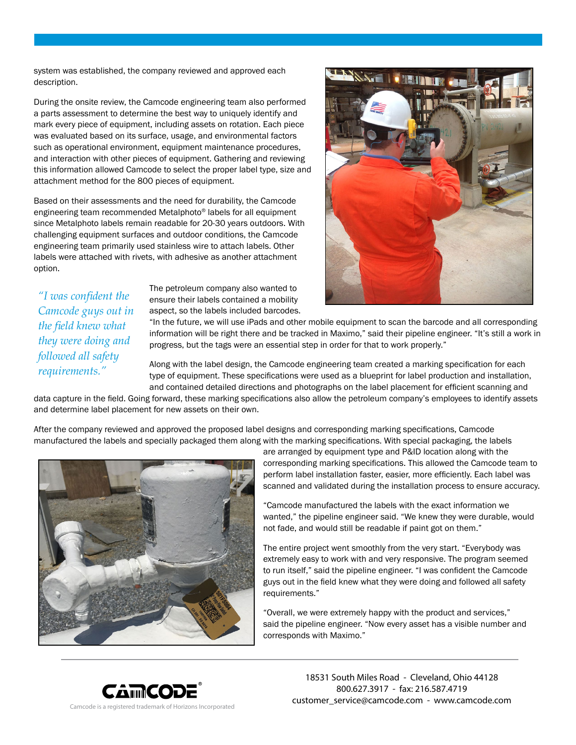system was established, the company reviewed and approved each description.

During the onsite review, the Camcode engineering team also performed a parts assessment to determine the best way to uniquely identify and mark every piece of equipment, including assets on rotation. Each piece was evaluated based on its surface, usage, and environmental factors such as operational environment, equipment maintenance procedures, and interaction with other pieces of equipment. Gathering and reviewing this information allowed Camcode to select the proper label type, size and attachment method for the 800 pieces of equipment.

Based on their assessments and the need for durability, the Camcode engineering team recommended Metalphoto® labels for all equipment since Metalphoto labels remain readable for 20-30 years outdoors. With challenging equipment surfaces and outdoor conditions, the Camcode engineering team primarily used stainless wire to attach labels. Other labels were attached with rivets, with adhesive as another attachment option.

*"I was confident the Camcode guys out in the field knew what they were doing and followed all safety requirements."*

The petroleum company also wanted to ensure their labels contained a mobility aspect, so the labels included barcodes. "In the future, we will use iPads and other mobile equipment to scan the barcode and all corresponding information will be right there and be tracked in Maximo," said their pipeline engineer. "It's still a work in progress, but the tags were an essential step in order for that to work properly."

Along with the label design, the Camcode engineering team created a marking specification for each type of equipment. These specifications were used as a blueprint for label production and installation, and contained detailed directions and photographs on the label placement for efficient scanning and data capture in the field. Going forward, these marking specifications also allow the petroleum company's employees to identify assets and determine label placement for new assets on their own.

After the company reviewed and approved the proposed label designs and corresponding marking specifications, Camcode manufactured the labels and specially packaged them along with the marking specifications. With special packaging, the labels are arranged by equipment type and P&ID location along with the corresponding marking specifications. This allowed the Camcode team to perform label installation faster, easier, more efficiently. Each label was scanned and validated during the installation process to ensure accuracy.

"Camcode manufactured the labels with the exact information we wanted," the pipeline engineer said. "We knew they were durable, would not fade, and would still be readable if paint got on them."

The entire project went smoothly from the very start. "Everybody was extremely easy to work with and very responsive. The program seemed to run itself," said the pipeline engineer. "I was confident the Camcode guys out in the field knew what they were doing and followed all safety requirements."

"Overall, we were extremely happy with the product and services," said the pipeline engineer. "Now every asset has a visible number and corresponds with Maximo."

CAMCODE®

Camcode is a registered trademark of Horizons Incorporated

18531 South Miles Road - Cleveland, Ohio 44128
800.627.3917 - fax: 216.587.4719
customer_service@camcode.com - www.camcode.com